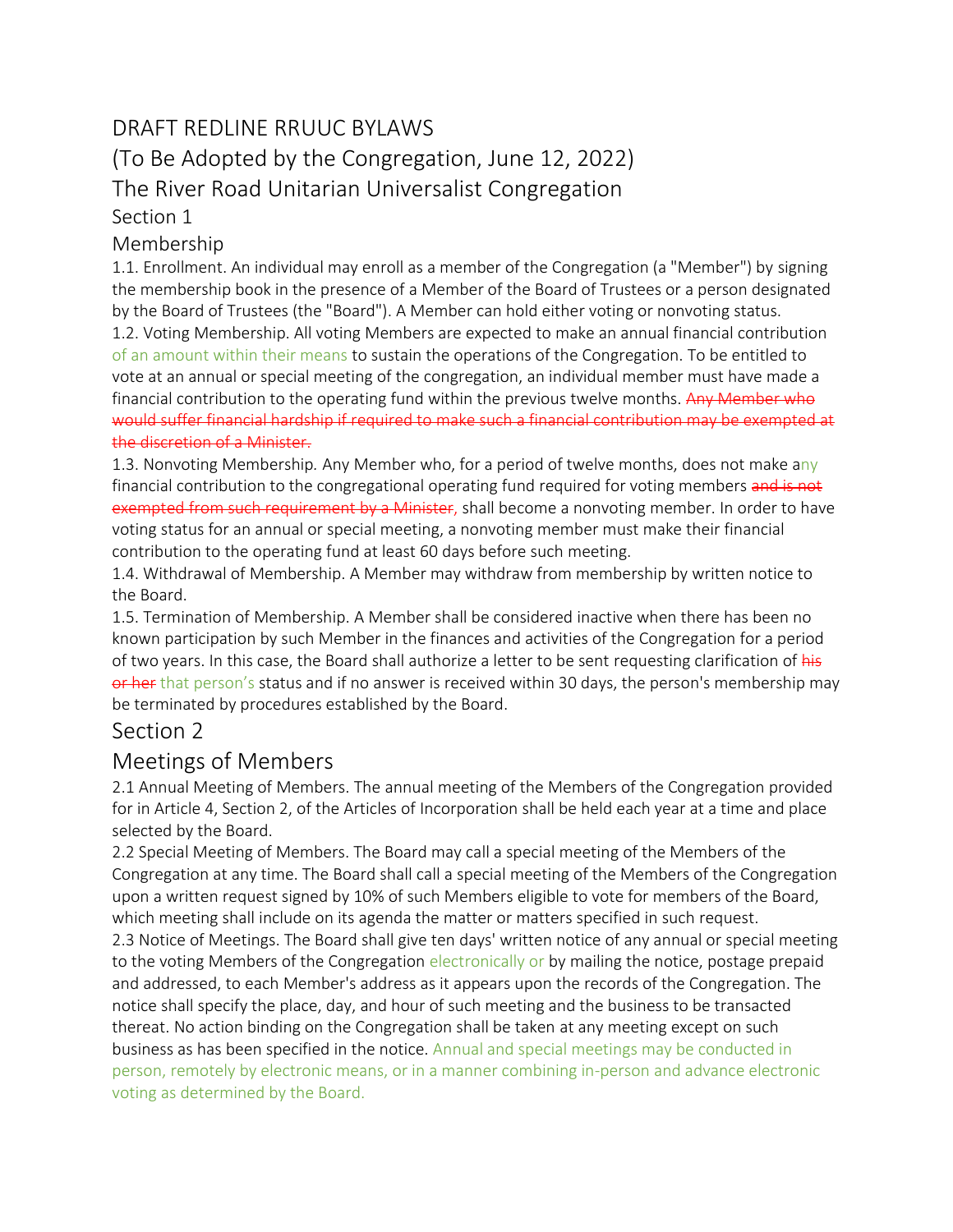# DRAFT REDLINE RRUUC BYLAWS

## (To Be Adopted by the Congregation, June 12, 2022)

## The River Road Unitarian Universalist Congregation

### Section 1

### Membership

1.1. Enrollment. An individual may enroll as a member of the Congregation (a "Member") by signing the membership book in the presence of a Member of the Board of Trustees or a person designated by the Board of Trustees (the "Board"). A Member can hold either voting or nonvoting status.

1.2. Voting Membership. All voting Members are expected to make an annual financial contribution of an amount within their means to sustain the operations of the Congregation. To be entitled to vote at an annual or special meeting of the congregation, an individual member must have made a financial contribution to the operating fund within the previous twelve months. ~~Any Member who would suffer financial hardship if required to make such a financial contribution may be exempted at the discretion of a Minister.~~

1.3. Nonvoting Membership. Any Member who, for a period of twelve months, does not make any financial contribution to the congregational operating fund required for voting members ~~and is not exempted from such requirement by a Minister~~, shall become a nonvoting member. In order to have voting status for an annual or special meeting, a nonvoting member must make their financial contribution to the operating fund at least 60 days before such meeting.

1.4. Withdrawal of Membership. A Member may withdraw from membership by written notice to the Board.

1.5. Termination of Membership. A Member shall be considered inactive when there has been no known participation by such Member in the finances and activities of the Congregation for a period of two years. In this case, the Board shall authorize a letter to be sent requesting clarification of ~~his or her~~ that person's status and if no answer is received within 30 days, the person's membership may be terminated by procedures established by the Board.

### Section 2

### Meetings of Members

2.1 Annual Meeting of Members. The annual meeting of the Members of the Congregation provided for in Article 4, Section 2, of the Articles of Incorporation shall be held each year at a time and place selected by the Board.

2.2 Special Meeting of Members. The Board may call a special meeting of the Members of the Congregation at any time. The Board shall call a special meeting of the Members of the Congregation upon a written request signed by 10% of such Members eligible to vote for members of the Board, which meeting shall include on its agenda the matter or matters specified in such request.

2.3 Notice of Meetings. The Board shall give ten days' written notice of any annual or special meeting to the voting Members of the Congregation electronically or by mailing the notice, postage prepaid and addressed, to each Member's address as it appears upon the records of the Congregation. The notice shall specify the place, day, and hour of such meeting and the business to be transacted thereat. No action binding on the Congregation shall be taken at any meeting except on such business as has been specified in the notice. Annual and special meetings may be conducted in person, remotely by electronic means, or in a manner combining in-person and advance electronic voting as determined by the Board.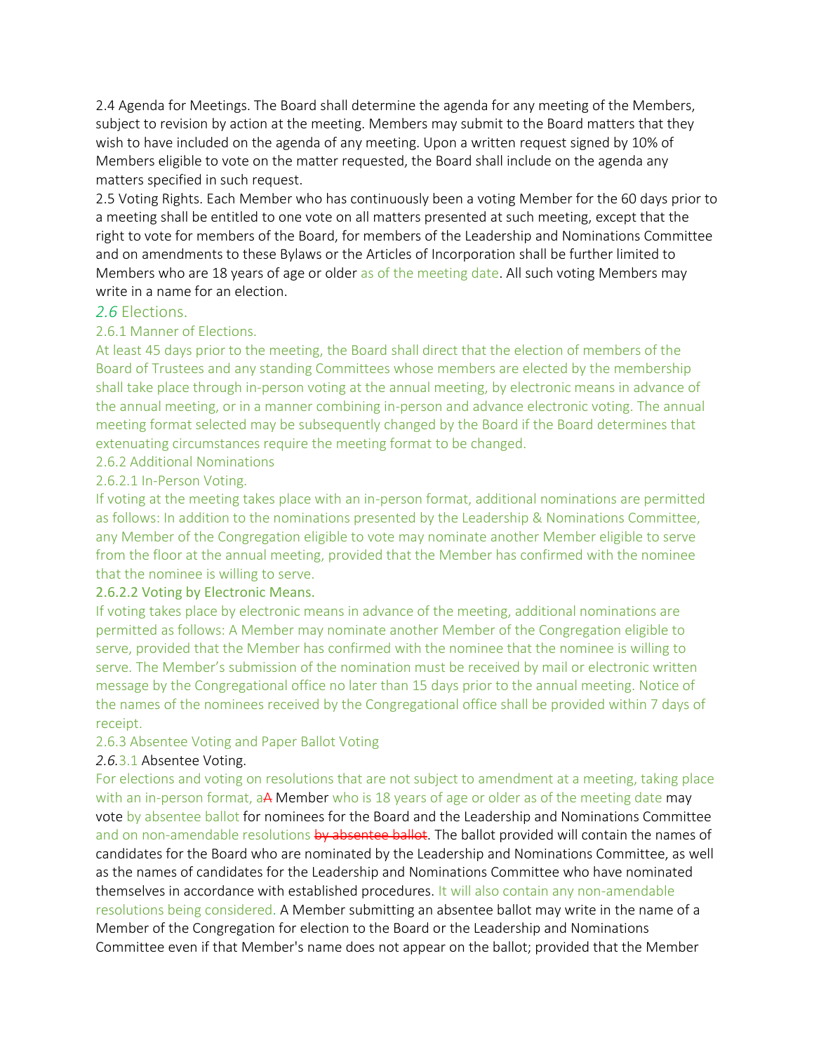2.4 Agenda for Meetings. The Board shall determine the agenda for any meeting of the Members, subject to revision by action at the meeting. Members may submit to the Board matters that they wish to have included on the agenda of any meeting. Upon a written request signed by 10% of Members eligible to vote on the matter requested, the Board shall include on the agenda any matters specified in such request.

2.5 Voting Rights. Each Member who has continuously been a voting Member for the 60 days prior to a meeting shall be entitled to one vote on all matters presented at such meeting, except that the right to vote for members of the Board, for members of the Leadership and Nominations Committee and on amendments to these Bylaws or the Articles of Incorporation shall be further limited to Members who are 18 years of age or older as of the meeting date. All such voting Members may write in a name for an election.

## 2.6 Elections.

### 2.6.1 Manner of Elections.

At least 45 days prior to the meeting, the Board shall direct that the election of members of the Board of Trustees and any standing Committees whose members are elected by the membership shall take place through in-person voting at the annual meeting, by electronic means in advance of the annual meeting, or in a manner combining in-person and advance electronic voting. The annual meeting format selected may be subsequently changed by the Board if the Board determines that extenuating circumstances require the meeting format to be changed.

### 2.6.2 Additional Nominations

#### 2.6.2.1 In-Person Voting.

If voting at the meeting takes place with an in-person format, additional nominations are permitted as follows: In addition to the nominations presented by the Leadership & Nominations Committee, any Member of the Congregation eligible to vote may nominate another Member eligible to serve from the floor at the annual meeting, provided that the Member has confirmed with the nominee that the nominee is willing to serve.

#### 2.6.2.2 Voting by Electronic Means.

If voting takes place by electronic means in advance of the meeting, additional nominations are permitted as follows: A Member may nominate another Member of the Congregation eligible to serve, provided that the Member has confirmed with the nominee that the nominee is willing to serve. The Member's submission of the nomination must be received by mail or electronic written message by the Congregational office no later than 15 days prior to the annual meeting. Notice of the names of the nominees received by the Congregational office shall be provided within 7 days of receipt.

### 2.6.3 Absentee Voting and Paper Ballot Voting

#### *2.6.*3.1 Absentee Voting.

For elections and voting on resolutions that are not subject to amendment at a meeting, taking place with an in-person format, a~~A~~ Member who is 18 years of age or older as of the meeting date may vote by absentee ballot for nominees for the Board and the Leadership and Nominations Committee and on non-amendable resolutions ~~by absentee ballot~~. The ballot provided will contain the names of candidates for the Board who are nominated by the Leadership and Nominations Committee, as well as the names of candidates for the Leadership and Nominations Committee who have nominated themselves in accordance with established procedures. It will also contain any non-amendable resolutions being considered. A Member submitting an absentee ballot may write in the name of a Member of the Congregation for election to the Board or the Leadership and Nominations Committee even if that Member's name does not appear on the ballot; provided that the Member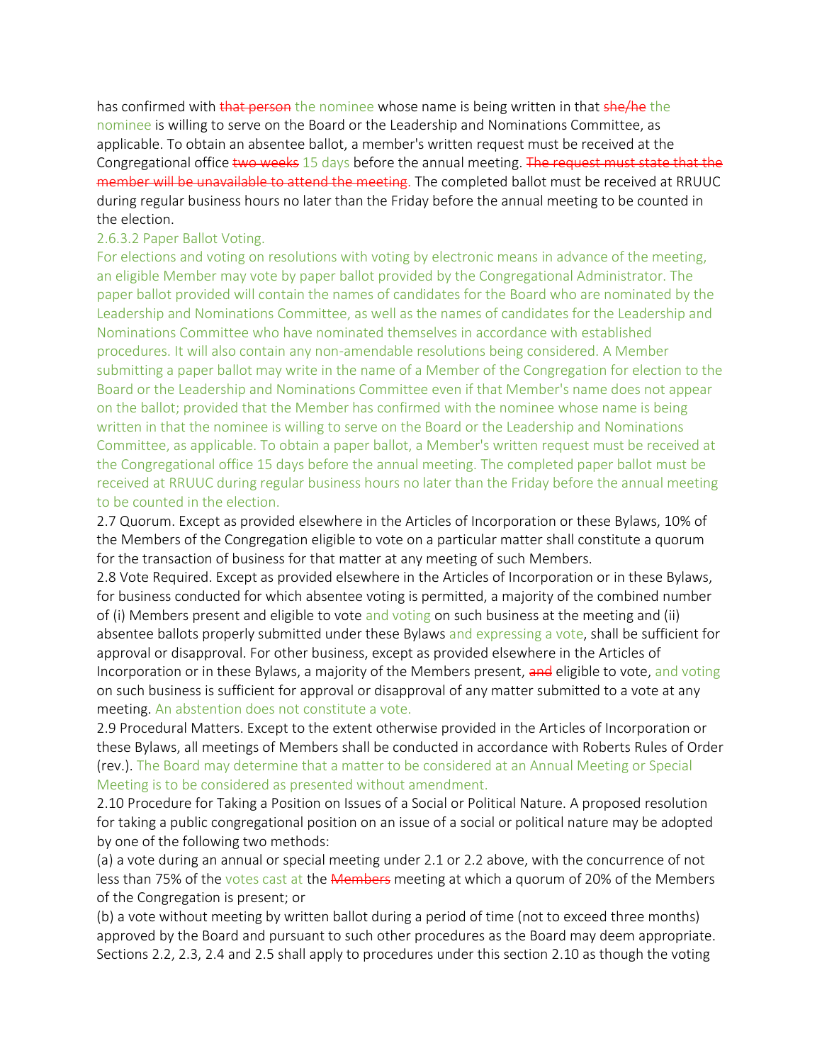has confirmed with ~~that person~~ the nominee whose name is being written in that ~~she/he~~ the nominee is willing to serve on the Board or the Leadership and Nominations Committee, as applicable. To obtain an absentee ballot, a member's written request must be received at the Congregational office ~~two weeks~~ 15 days before the annual meeting. ~~The request must state that the member will be unavailable to attend the meeting.~~ The completed ballot must be received at RRUUC during regular business hours no later than the Friday before the annual meeting to be counted in the election.

2.6.3.2 Paper Ballot Voting.

For elections and voting on resolutions with voting by electronic means in advance of the meeting, an eligible Member may vote by paper ballot provided by the Congregational Administrator. The paper ballot provided will contain the names of candidates for the Board who are nominated by the Leadership and Nominations Committee, as well as the names of candidates for the Leadership and Nominations Committee who have nominated themselves in accordance with established procedures. It will also contain any non-amendable resolutions being considered. A Member submitting a paper ballot may write in the name of a Member of the Congregation for election to the Board or the Leadership and Nominations Committee even if that Member's name does not appear on the ballot; provided that the Member has confirmed with the nominee whose name is being written in that the nominee is willing to serve on the Board or the Leadership and Nominations Committee, as applicable. To obtain a paper ballot, a Member's written request must be received at the Congregational office 15 days before the annual meeting. The completed paper ballot must be received at RRUUC during regular business hours no later than the Friday before the annual meeting to be counted in the election.

2.7 Quorum. Except as provided elsewhere in the Articles of Incorporation or these Bylaws, 10% of the Members of the Congregation eligible to vote on a particular matter shall constitute a quorum for the transaction of business for that matter at any meeting of such Members.

2.8 Vote Required. Except as provided elsewhere in the Articles of Incorporation or in these Bylaws, for business conducted for which absentee voting is permitted, a majority of the combined number of (i) Members present and eligible to vote and voting on such business at the meeting and (ii) absentee ballots properly submitted under these Bylaws and expressing a vote, shall be sufficient for approval or disapproval. For other business, except as provided elsewhere in the Articles of Incorporation or in these Bylaws, a majority of the Members present, ~~and~~ eligible to vote, and voting on such business is sufficient for approval or disapproval of any matter submitted to a vote at any meeting. An abstention does not constitute a vote.

2.9 Procedural Matters. Except to the extent otherwise provided in the Articles of Incorporation or these Bylaws, all meetings of Members shall be conducted in accordance with Roberts Rules of Order (rev.). The Board may determine that a matter to be considered at an Annual Meeting or Special Meeting is to be considered as presented without amendment.

2.10 Procedure for Taking a Position on Issues of a Social or Political Nature. A proposed resolution for taking a public congregational position on an issue of a social or political nature may be adopted by one of the following two methods:

(a) a vote during an annual or special meeting under 2.1 or 2.2 above, with the concurrence of not less than 75% of the votes cast at the ~~Members~~ meeting at which a quorum of 20% of the Members of the Congregation is present; or

(b) a vote without meeting by written ballot during a period of time (not to exceed three months) approved by the Board and pursuant to such other procedures as the Board may deem appropriate. Sections 2.2, 2.3, 2.4 and 2.5 shall apply to procedures under this section 2.10 as though the voting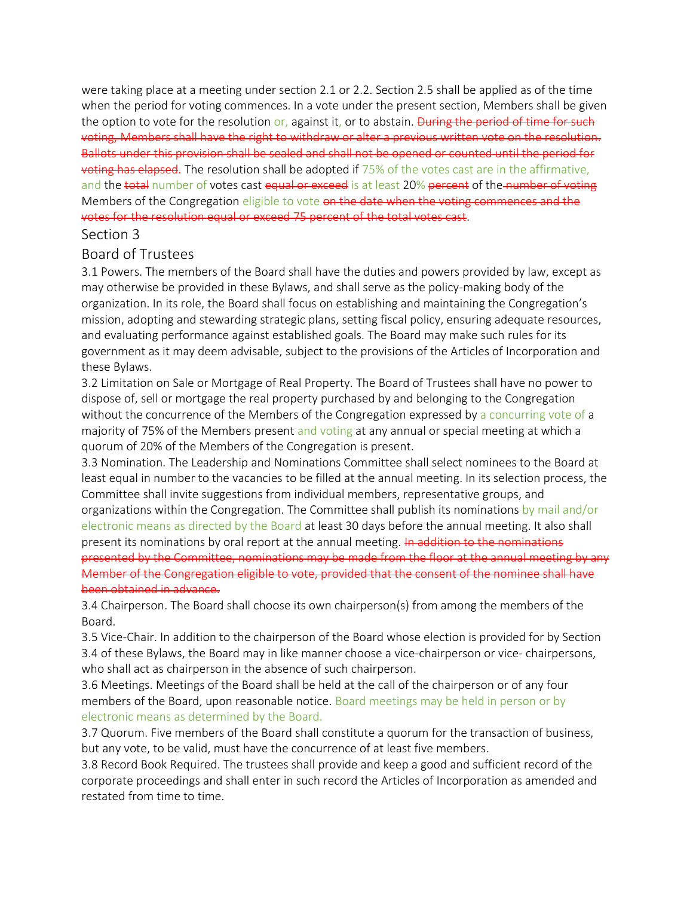were taking place at a meeting under section 2.1 or 2.2. Section 2.5 shall be applied as of the time when the period for voting commences. In a vote under the present section, Members shall be given the option to vote for the resolution or, against it, or to abstain. ~~During the period of time for such voting, Members shall have the right to withdraw or alter a previous written vote on the resolution. Ballots under this provision shall be sealed and shall not be opened or counted until the period for voting has elapsed.~~ The resolution shall be adopted if 75% of the votes cast are in the affirmative, and the ~~total~~ number of votes cast ~~equal or exceed~~ is at least 20% ~~percent~~ of the ~~number of voting~~ Members of the Congregation eligible to vote ~~on the date when the voting commences and the votes for the resolution equal or exceed 75 percent of the total votes cast~~.

## Section 3

## Board of Trustees

3.1 Powers. The members of the Board shall have the duties and powers provided by law, except as may otherwise be provided in these Bylaws, and shall serve as the policy-making body of the organization. In its role, the Board shall focus on establishing and maintaining the Congregation's mission, adopting and stewarding strategic plans, setting fiscal policy, ensuring adequate resources, and evaluating performance against established goals. The Board may make such rules for its government as it may deem advisable, subject to the provisions of the Articles of Incorporation and these Bylaws.

3.2 Limitation on Sale or Mortgage of Real Property. The Board of Trustees shall have no power to dispose of, sell or mortgage the real property purchased by and belonging to the Congregation without the concurrence of the Members of the Congregation expressed by a concurring vote of a majority of 75% of the Members present and voting at any annual or special meeting at which a quorum of 20% of the Members of the Congregation is present.

3.3 Nomination. The Leadership and Nominations Committee shall select nominees to the Board at least equal in number to the vacancies to be filled at the annual meeting. In its selection process, the Committee shall invite suggestions from individual members, representative groups, and organizations within the Congregation. The Committee shall publish its nominations by mail and/or electronic means as directed by the Board at least 30 days before the annual meeting. It also shall present its nominations by oral report at the annual meeting. ~~In addition to the nominations presented by the Committee, nominations may be made from the floor at the annual meeting by any Member of the Congregation eligible to vote, provided that the consent of the nominee shall have been obtained in advance.~~

3.4 Chairperson. The Board shall choose its own chairperson(s) from among the members of the Board.

3.5 Vice-Chair. In addition to the chairperson of the Board whose election is provided for by Section 3.4 of these Bylaws, the Board may in like manner choose a vice-chairperson or vice- chairpersons, who shall act as chairperson in the absence of such chairperson.

3.6 Meetings. Meetings of the Board shall be held at the call of the chairperson or of any four members of the Board, upon reasonable notice. Board meetings may be held in person or by electronic means as determined by the Board.

3.7 Quorum. Five members of the Board shall constitute a quorum for the transaction of business, but any vote, to be valid, must have the concurrence of at least five members.

3.8 Record Book Required. The trustees shall provide and keep a good and sufficient record of the corporate proceedings and shall enter in such record the Articles of Incorporation as amended and restated from time to time.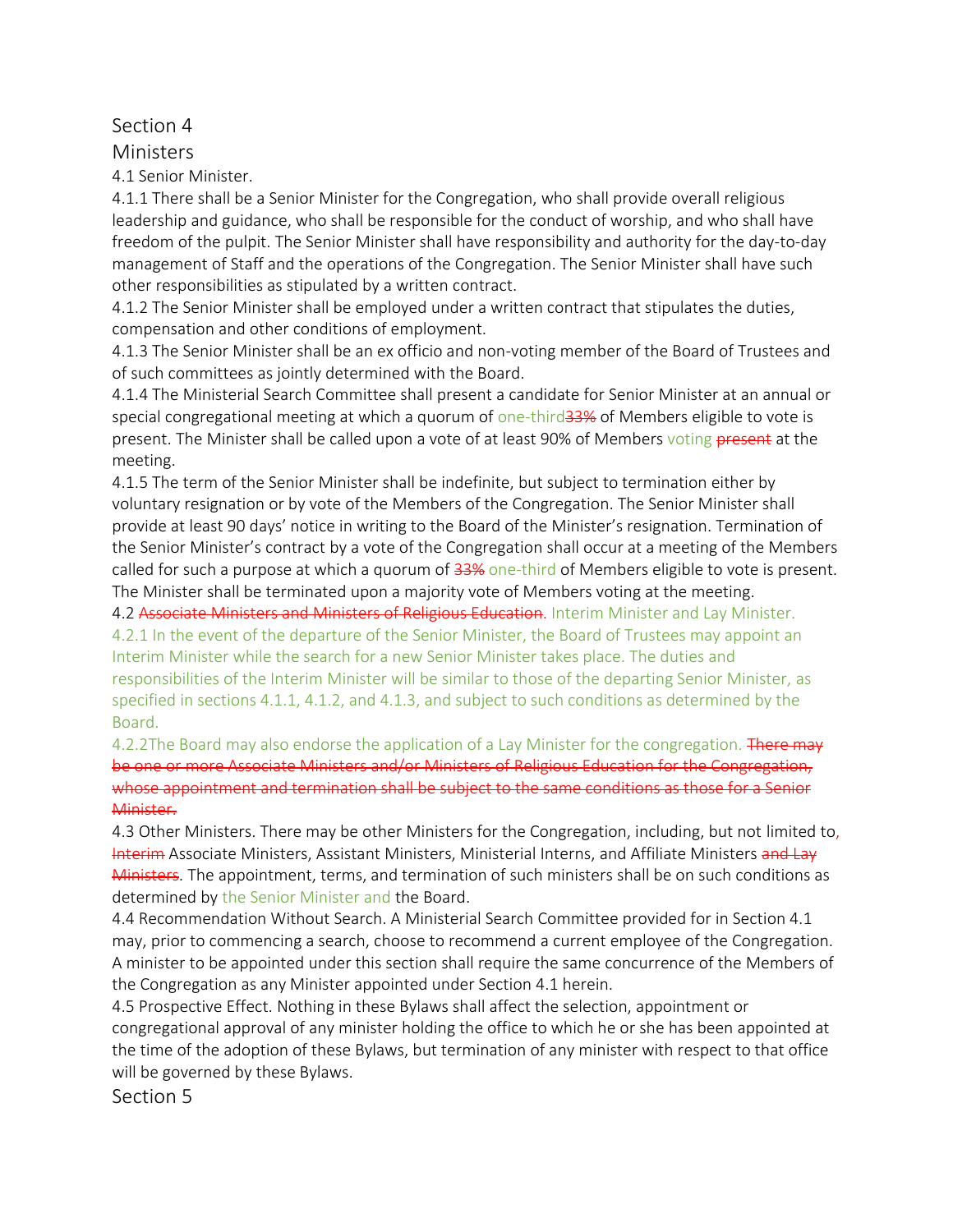## Section 4

## Ministers

4.1 Senior Minister.

4.1.1 There shall be a Senior Minister for the Congregation, who shall provide overall religious leadership and guidance, who shall be responsible for the conduct of worship, and who shall have freedom of the pulpit. The Senior Minister shall have responsibility and authority for the day-to-day management of Staff and the operations of the Congregation. The Senior Minister shall have such other responsibilities as stipulated by a written contract.

4.1.2 The Senior Minister shall be employed under a written contract that stipulates the duties, compensation and other conditions of employment.

4.1.3 The Senior Minister shall be an ex officio and non-voting member of the Board of Trustees and of such committees as jointly determined with the Board.

4.1.4 The Ministerial Search Committee shall present a candidate for Senior Minister at an annual or special congregational meeting at which a quorum of one-third~~33%~~ of Members eligible to vote is present. The Minister shall be called upon a vote of at least 90% of Members voting ~~present~~ at the meeting.

4.1.5 The term of the Senior Minister shall be indefinite, but subject to termination either by voluntary resignation or by vote of the Members of the Congregation. The Senior Minister shall provide at least 90 days' notice in writing to the Board of the Minister's resignation. Termination of the Senior Minister's contract by a vote of the Congregation shall occur at a meeting of the Members called for such a purpose at which a quorum of ~~33%~~ one-third of Members eligible to vote is present. The Minister shall be terminated upon a majority vote of Members voting at the meeting.

4.2 ~~Associate Ministers and Ministers of Religious Education~~. Interim Minister and Lay Minister.

4.2.1 In the event of the departure of the Senior Minister, the Board of Trustees may appoint an Interim Minister while the search for a new Senior Minister takes place. The duties and responsibilities of the Interim Minister will be similar to those of the departing Senior Minister, as specified in sections 4.1.1, 4.1.2, and 4.1.3, and subject to such conditions as determined by the Board.

4.2.2The Board may also endorse the application of a Lay Minister for the congregation. ~~There may be one or more Associate Ministers and/or Ministers of Religious Education for the Congregation, whose appointment and termination shall be subject to the same conditions as those for a Senior Minister.~~

4.3 Other Ministers. There may be other Ministers for the Congregation, including, but not limited to, ~~Interim~~ Associate Ministers, Assistant Ministers, Ministerial Interns, and Affiliate Ministers ~~and Lay Ministers~~. The appointment, terms, and termination of such ministers shall be on such conditions as determined by the Senior Minister and the Board.

4.4 Recommendation Without Search. A Ministerial Search Committee provided for in Section 4.1 may, prior to commencing a search, choose to recommend a current employee of the Congregation. A minister to be appointed under this section shall require the same concurrence of the Members of the Congregation as any Minister appointed under Section 4.1 herein.

4.5 Prospective Effect. Nothing in these Bylaws shall affect the selection, appointment or congregational approval of any minister holding the office to which he or she has been appointed at the time of the adoption of these Bylaws, but termination of any minister with respect to that office will be governed by these Bylaws.

## Section 5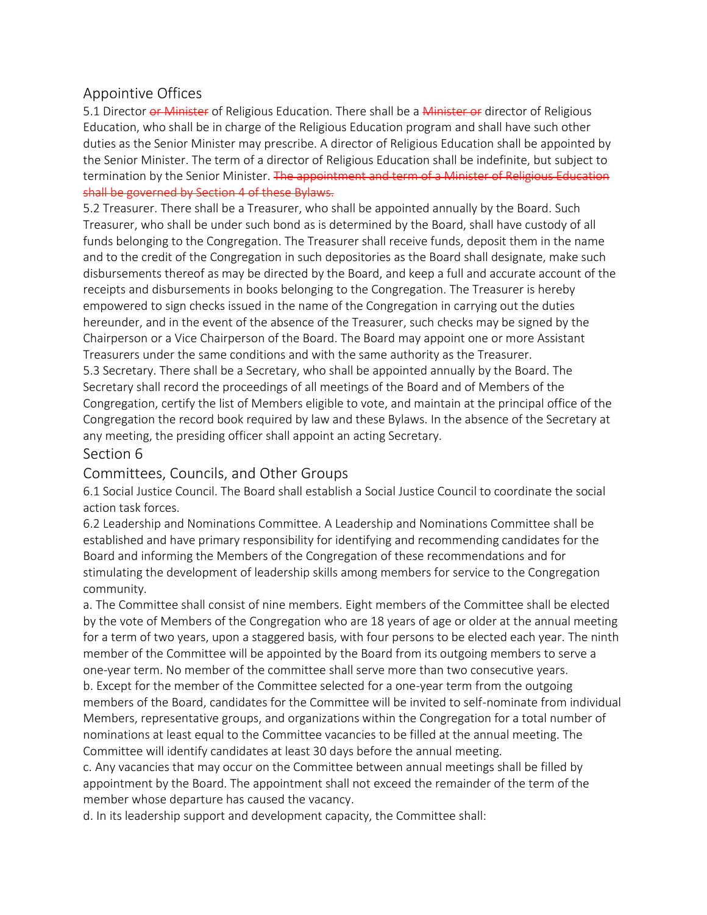## Appointive Offices

5.1 Director ~~or Minister~~ of Religious Education. There shall be a ~~Minister or~~ director of Religious Education, who shall be in charge of the Religious Education program and shall have such other duties as the Senior Minister may prescribe. A director of Religious Education shall be appointed by the Senior Minister. The term of a director of Religious Education shall be indefinite, but subject to termination by the Senior Minister. ~~The appointment and term of a Minister of Religious Education shall be governed by Section 4 of these Bylaws.~~

5.2 Treasurer. There shall be a Treasurer, who shall be appointed annually by the Board. Such Treasurer, who shall be under such bond as is determined by the Board, shall have custody of all funds belonging to the Congregation. The Treasurer shall receive funds, deposit them in the name and to the credit of the Congregation in such depositories as the Board shall designate, make such disbursements thereof as may be directed by the Board, and keep a full and accurate account of the receipts and disbursements in books belonging to the Congregation. The Treasurer is hereby empowered to sign checks issued in the name of the Congregation in carrying out the duties hereunder, and in the event of the absence of the Treasurer, such checks may be signed by the Chairperson or a Vice Chairperson of the Board. The Board may appoint one or more Assistant Treasurers under the same conditions and with the same authority as the Treasurer.

5.3 Secretary. There shall be a Secretary, who shall be appointed annually by the Board. The Secretary shall record the proceedings of all meetings of the Board and of Members of the Congregation, certify the list of Members eligible to vote, and maintain at the principal office of the Congregation the record book required by law and these Bylaws. In the absence of the Secretary at any meeting, the presiding officer shall appoint an acting Secretary.

## Section 6

## Committees, Councils, and Other Groups

6.1 Social Justice Council. The Board shall establish a Social Justice Council to coordinate the social action task forces.

6.2 Leadership and Nominations Committee. A Leadership and Nominations Committee shall be established and have primary responsibility for identifying and recommending candidates for the Board and informing the Members of the Congregation of these recommendations and for stimulating the development of leadership skills among members for service to the Congregation community.

a. The Committee shall consist of nine members. Eight members of the Committee shall be elected by the vote of Members of the Congregation who are 18 years of age or older at the annual meeting for a term of two years, upon a staggered basis, with four persons to be elected each year. The ninth member of the Committee will be appointed by the Board from its outgoing members to serve a one-year term. No member of the committee shall serve more than two consecutive years.

b. Except for the member of the Committee selected for a one-year term from the outgoing members of the Board, candidates for the Committee will be invited to self-nominate from individual Members, representative groups, and organizations within the Congregation for a total number of nominations at least equal to the Committee vacancies to be filled at the annual meeting. The Committee will identify candidates at least 30 days before the annual meeting.

c. Any vacancies that may occur on the Committee between annual meetings shall be filled by appointment by the Board. The appointment shall not exceed the remainder of the term of the member whose departure has caused the vacancy.

d. In its leadership support and development capacity, the Committee shall: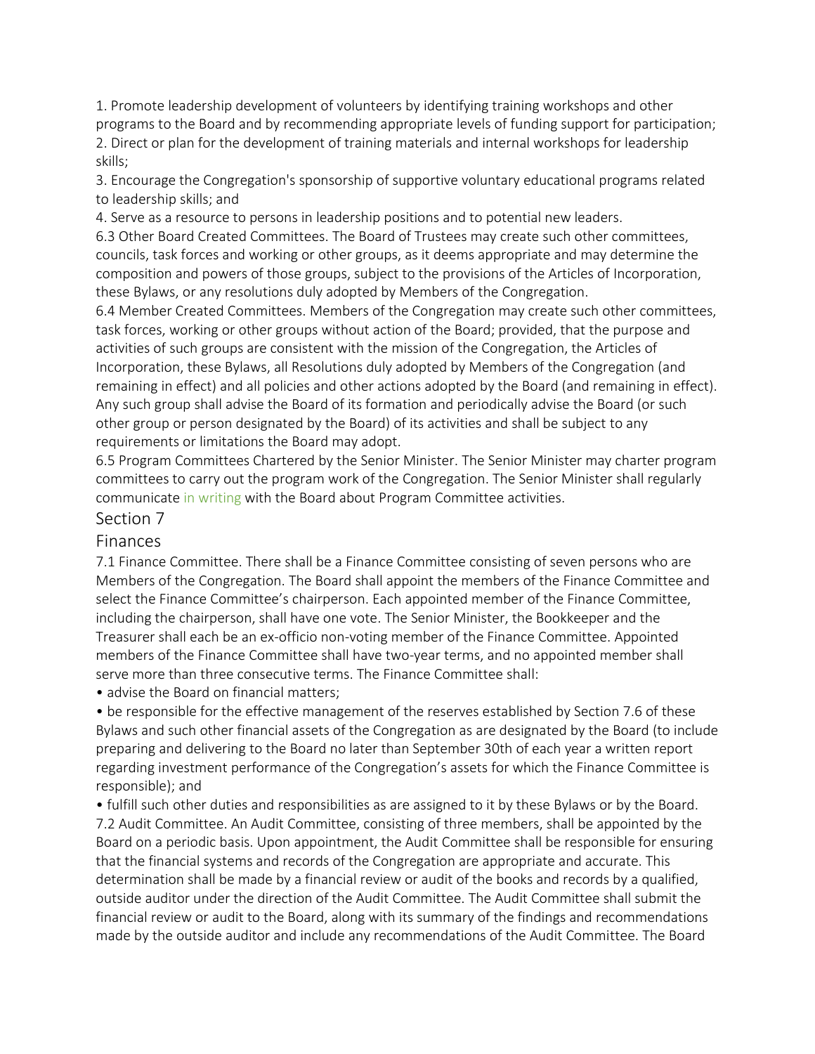1. Promote leadership development of volunteers by identifying training workshops and other programs to the Board and by recommending appropriate levels of funding support for participation;
2. Direct or plan for the development of training materials and internal workshops for leadership skills;
3. Encourage the Congregation's sponsorship of supportive voluntary educational programs related to leadership skills; and
4. Serve as a resource to persons in leadership positions and to potential new leaders.

6.3 Other Board Created Committees. The Board of Trustees may create such other committees, councils, task forces and working or other groups, as it deems appropriate and may determine the composition and powers of those groups, subject to the provisions of the Articles of Incorporation, these Bylaws, or any resolutions duly adopted by Members of the Congregation.

6.4 Member Created Committees. Members of the Congregation may create such other committees, task forces, working or other groups without action of the Board; provided, that the purpose and activities of such groups are consistent with the mission of the Congregation, the Articles of Incorporation, these Bylaws, all Resolutions duly adopted by Members of the Congregation (and remaining in effect) and all policies and other actions adopted by the Board (and remaining in effect). Any such group shall advise the Board of its formation and periodically advise the Board (or such other group or person designated by the Board) of its activities and shall be subject to any requirements or limitations the Board may adopt.

6.5 Program Committees Chartered by the Senior Minister. The Senior Minister may charter program committees to carry out the program work of the Congregation. The Senior Minister shall regularly communicate in writing with the Board about Program Committee activities.

## Section 7

## Finances

7.1 Finance Committee. There shall be a Finance Committee consisting of seven persons who are Members of the Congregation. The Board shall appoint the members of the Finance Committee and select the Finance Committee's chairperson. Each appointed member of the Finance Committee, including the chairperson, shall have one vote. The Senior Minister, the Bookkeeper and the Treasurer shall each be an ex-officio non-voting member of the Finance Committee. Appointed members of the Finance Committee shall have two-year terms, and no appointed member shall serve more than three consecutive terms. The Finance Committee shall:

- advise the Board on financial matters;
- be responsible for the effective management of the reserves established by Section 7.6 of these Bylaws and such other financial assets of the Congregation as are designated by the Board (to include preparing and delivering to the Board no later than September 30th of each year a written report regarding investment performance of the Congregation's assets for which the Finance Committee is responsible); and
- fulfill such other duties and responsibilities as are assigned to it by these Bylaws or by the Board.

7.2 Audit Committee. An Audit Committee, consisting of three members, shall be appointed by the Board on a periodic basis. Upon appointment, the Audit Committee shall be responsible for ensuring that the financial systems and records of the Congregation are appropriate and accurate. This determination shall be made by a financial review or audit of the books and records by a qualified, outside auditor under the direction of the Audit Committee. The Audit Committee shall submit the financial review or audit to the Board, along with its summary of the findings and recommendations made by the outside auditor and include any recommendations of the Audit Committee. The Board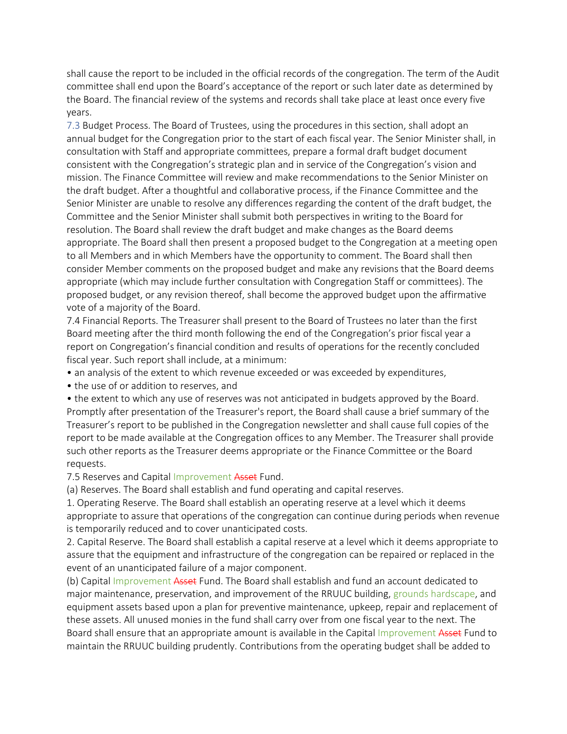shall cause the report to be included in the official records of the congregation. The term of the Audit committee shall end upon the Board's acceptance of the report or such later date as determined by the Board. The financial review of the systems and records shall take place at least once every five years.

7.3 Budget Process. The Board of Trustees, using the procedures in this section, shall adopt an annual budget for the Congregation prior to the start of each fiscal year. The Senior Minister shall, in consultation with Staff and appropriate committees, prepare a formal draft budget document consistent with the Congregation's strategic plan and in service of the Congregation's vision and mission. The Finance Committee will review and make recommendations to the Senior Minister on the draft budget. After a thoughtful and collaborative process, if the Finance Committee and the Senior Minister are unable to resolve any differences regarding the content of the draft budget, the Committee and the Senior Minister shall submit both perspectives in writing to the Board for resolution. The Board shall review the draft budget and make changes as the Board deems appropriate. The Board shall then present a proposed budget to the Congregation at a meeting open to all Members and in which Members have the opportunity to comment. The Board shall then consider Member comments on the proposed budget and make any revisions that the Board deems appropriate (which may include further consultation with Congregation Staff or committees). The proposed budget, or any revision thereof, shall become the approved budget upon the affirmative vote of a majority of the Board.

7.4 Financial Reports. The Treasurer shall present to the Board of Trustees no later than the first Board meeting after the third month following the end of the Congregation's prior fiscal year a report on Congregation's financial condition and results of operations for the recently concluded fiscal year. Such report shall include, at a minimum:

- an analysis of the extent to which revenue exceeded or was exceeded by expenditures,
- the use of or addition to reserves, and
- the extent to which any use of reserves was not anticipated in budgets approved by the Board.

Promptly after presentation of the Treasurer's report, the Board shall cause a brief summary of the Treasurer's report to be published in the Congregation newsletter and shall cause full copies of the report to be made available at the Congregation offices to any Member. The Treasurer shall provide such other reports as the Treasurer deems appropriate or the Finance Committee or the Board requests.

7.5 Reserves and Capital Improvement ~~Asset~~ Fund.

(a) Reserves. The Board shall establish and fund operating and capital reserves.

1. Operating Reserve. The Board shall establish an operating reserve at a level which it deems appropriate to assure that operations of the congregation can continue during periods when revenue is temporarily reduced and to cover unanticipated costs.

2. Capital Reserve. The Board shall establish a capital reserve at a level which it deems appropriate to assure that the equipment and infrastructure of the congregation can be repaired or replaced in the event of an unanticipated failure of a major component.

(b) Capital Improvement ~~Asset~~ Fund. The Board shall establish and fund an account dedicated to major maintenance, preservation, and improvement of the RRUUC building, grounds hardscape, and equipment assets based upon a plan for preventive maintenance, upkeep, repair and replacement of these assets. All unused monies in the fund shall carry over from one fiscal year to the next. The Board shall ensure that an appropriate amount is available in the Capital Improvement ~~Asset~~ Fund to maintain the RRUUC building prudently. Contributions from the operating budget shall be added to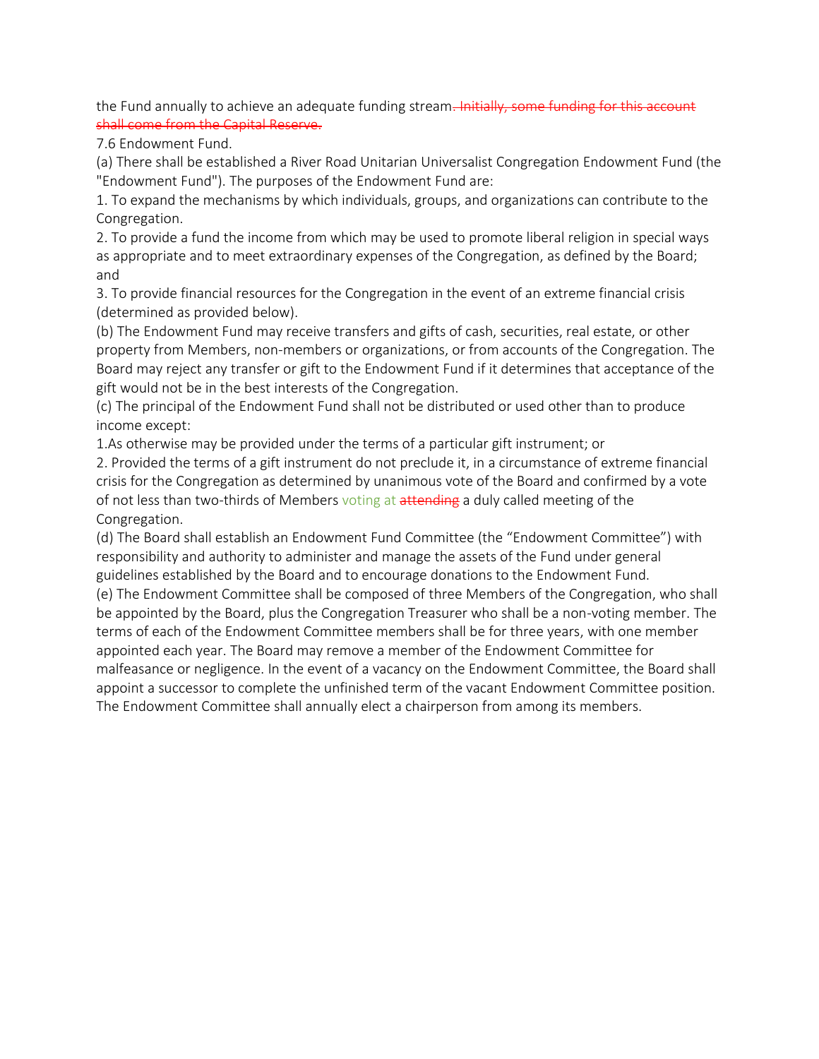the Fund annually to achieve an adequate funding stream~~. Initially, some funding for this account shall come from the Capital Reserve.~~

7.6 Endowment Fund.

(a) There shall be established a River Road Unitarian Universalist Congregation Endowment Fund (the "Endowment Fund"). The purposes of the Endowment Fund are:

1. To expand the mechanisms by which individuals, groups, and organizations can contribute to the Congregation.

2. To provide a fund the income from which may be used to promote liberal religion in special ways as appropriate and to meet extraordinary expenses of the Congregation, as defined by the Board; and

3. To provide financial resources for the Congregation in the event of an extreme financial crisis (determined as provided below).

(b) The Endowment Fund may receive transfers and gifts of cash, securities, real estate, or other property from Members, non-members or organizations, or from accounts of the Congregation. The Board may reject any transfer or gift to the Endowment Fund if it determines that acceptance of the gift would not be in the best interests of the Congregation.

(c) The principal of the Endowment Fund shall not be distributed or used other than to produce income except:

1.As otherwise may be provided under the terms of a particular gift instrument; or

2. Provided the terms of a gift instrument do not preclude it, in a circumstance of extreme financial crisis for the Congregation as determined by unanimous vote of the Board and confirmed by a vote of not less than two-thirds of Members voting at ~~attending~~ a duly called meeting of the Congregation.

(d) The Board shall establish an Endowment Fund Committee (the "Endowment Committee") with responsibility and authority to administer and manage the assets of the Fund under general guidelines established by the Board and to encourage donations to the Endowment Fund.

(e) The Endowment Committee shall be composed of three Members of the Congregation, who shall be appointed by the Board, plus the Congregation Treasurer who shall be a non-voting member. The terms of each of the Endowment Committee members shall be for three years, with one member appointed each year. The Board may remove a member of the Endowment Committee for malfeasance or negligence. In the event of a vacancy on the Endowment Committee, the Board shall appoint a successor to complete the unfinished term of the vacant Endowment Committee position. The Endowment Committee shall annually elect a chairperson from among its members.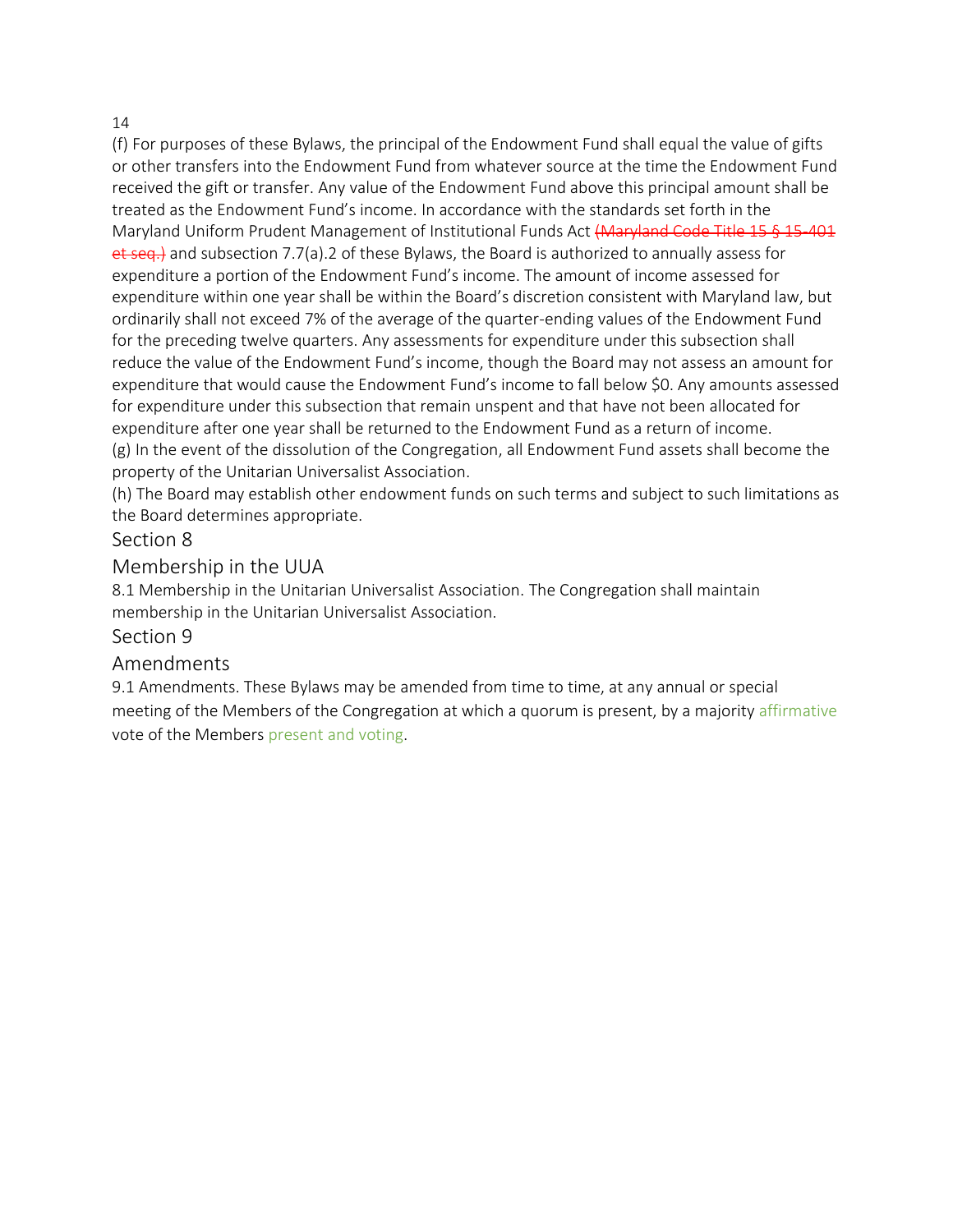(f) For purposes of these Bylaws, the principal of the Endowment Fund shall equal the value of gifts or other transfers into the Endowment Fund from whatever source at the time the Endowment Fund received the gift or transfer. Any value of the Endowment Fund above this principal amount shall be treated as the Endowment Fund's income. In accordance with the standards set forth in the Maryland Uniform Prudent Management of Institutional Funds Act ~~(Maryland Code Title 15 § 15-401 et seq.)~~ and subsection 7.7(a).2 of these Bylaws, the Board is authorized to annually assess for expenditure a portion of the Endowment Fund's income. The amount of income assessed for expenditure within one year shall be within the Board's discretion consistent with Maryland law, but ordinarily shall not exceed 7% of the average of the quarter-ending values of the Endowment Fund for the preceding twelve quarters. Any assessments for expenditure under this subsection shall reduce the value of the Endowment Fund's income, though the Board may not assess an amount for expenditure that would cause the Endowment Fund's income to fall below $0. Any amounts assessed for expenditure under this subsection that remain unspent and that have not been allocated for expenditure after one year shall be returned to the Endowment Fund as a return of income.

(g) In the event of the dissolution of the Congregation, all Endowment Fund assets shall become the property of the Unitarian Universalist Association.

(h) The Board may establish other endowment funds on such terms and subject to such limitations as the Board determines appropriate.

## Section 8

## Membership in the UUA

8.1 Membership in the Unitarian Universalist Association. The Congregation shall maintain membership in the Unitarian Universalist Association.

## Section 9

## Amendments

9.1 Amendments. These Bylaws may be amended from time to time, at any annual or special meeting of the Members of the Congregation at which a quorum is present, by a majority affirmative vote of the Members present and voting.